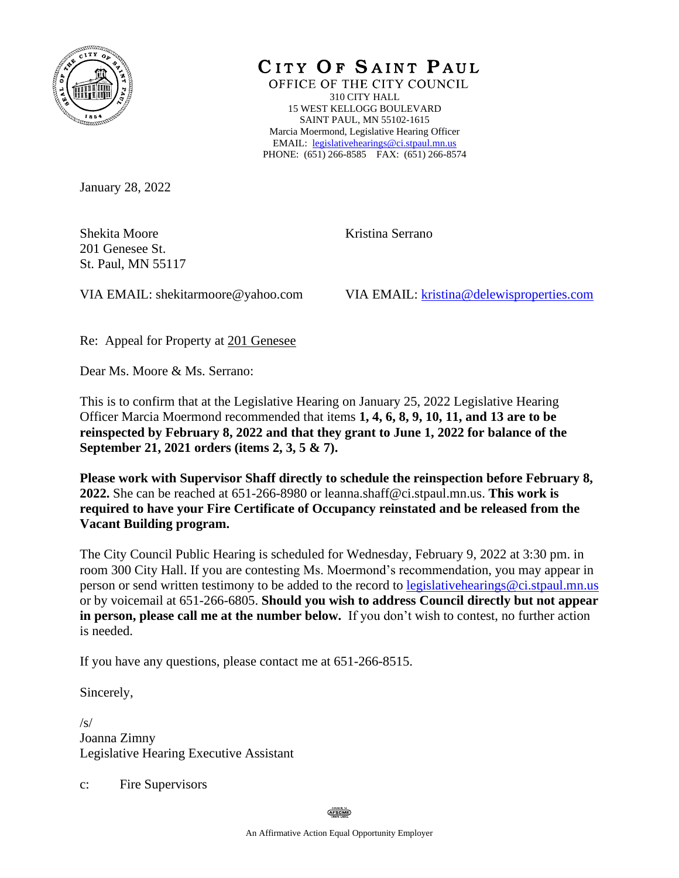# CITY OF SAINT PAUL

OFFICE OF THE CITY COUNCIL
310 CITY HALL
15 WEST KELLOGG BOULEVARD
SAINT PAUL, MN 55102-1615
Marcia Moermond, Legislative Hearing Officer
EMAIL: legislativehearings@ci.stpaul.mn.us
PHONE: (651) 266-8585 FAX: (651) 266-8574

January 28, 2022

Shekita Moore
201 Genesee St.
St. Paul, MN 55117

VIA EMAIL: shekitarmoore@yahoo.com

Kristina Serrano

VIA EMAIL: kristina@delewisproperties.com

Re: Appeal for Property at 201 Genesee

Dear Ms. Moore & Ms. Serrano:

This is to confirm that at the Legislative Hearing on January 25, 2022 Legislative Hearing Officer Marcia Moermond recommended that items **1, 4, 6, 8, 9, 10, 11, and 13 are to be reinspected by February 8, 2022 and that they grant to June 1, 2022 for balance of the September 21, 2021 orders (items 2, 3, 5 & 7).**

**Please work with Supervisor Shaff directly to schedule the reinspection before February 8, 2022.** She can be reached at 651-266-8980 or leanna.shaff@ci.stpaul.mn.us. **This work is required to have your Fire Certificate of Occupancy reinstated and be released from the Vacant Building program.**

The City Council Public Hearing is scheduled for Wednesday, February 9, 2022 at 3:30 pm. in room 300 City Hall. If you are contesting Ms. Moermond's recommendation, you may appear in person or send written testimony to be added to the record to legislativehearings@ci.stpaul.mn.us or by voicemail at 651-266-6805. **Should you wish to address Council directly but not appear in person, please call me at the number below.** If you don't wish to contest, no further action is needed.

If you have any questions, please contact me at 651-266-8515.

Sincerely,

/s/
Joanna Zimny
Legislative Hearing Executive Assistant

c: Fire Supervisors

An Affirmative Action Equal Opportunity Employer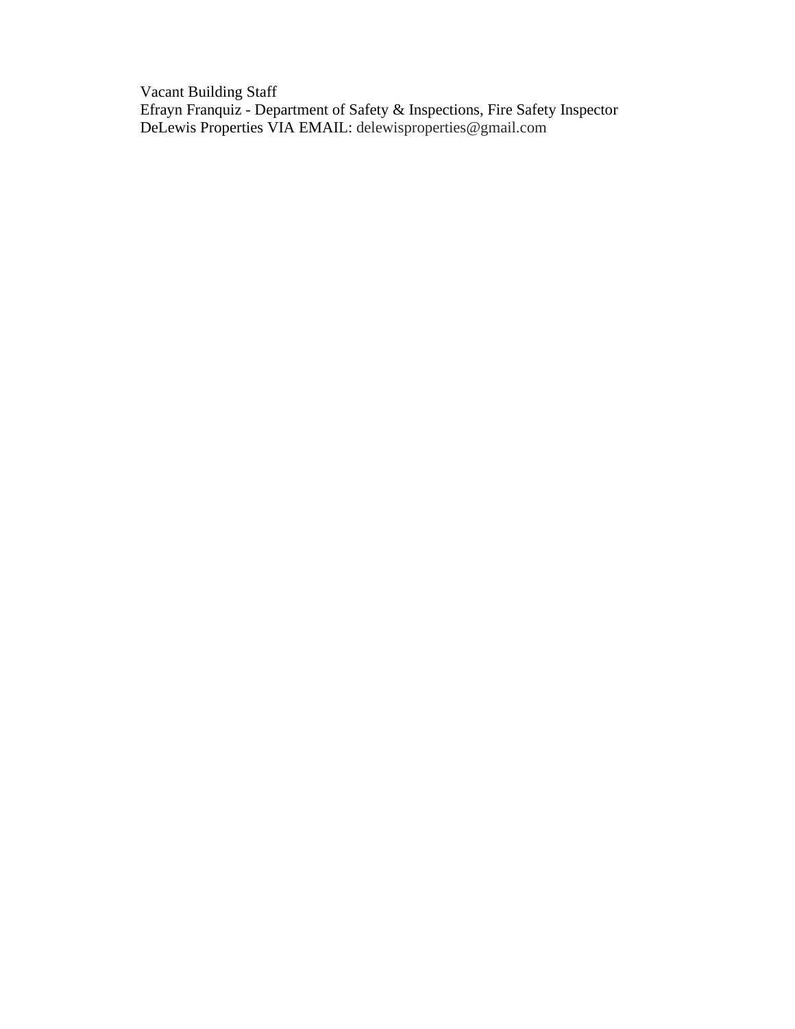Vacant Building Staff
Efrayn Franquiz - Department of Safety & Inspections, Fire Safety Inspector
DeLewis Properties VIA EMAIL: delewisproperties@gmail.com